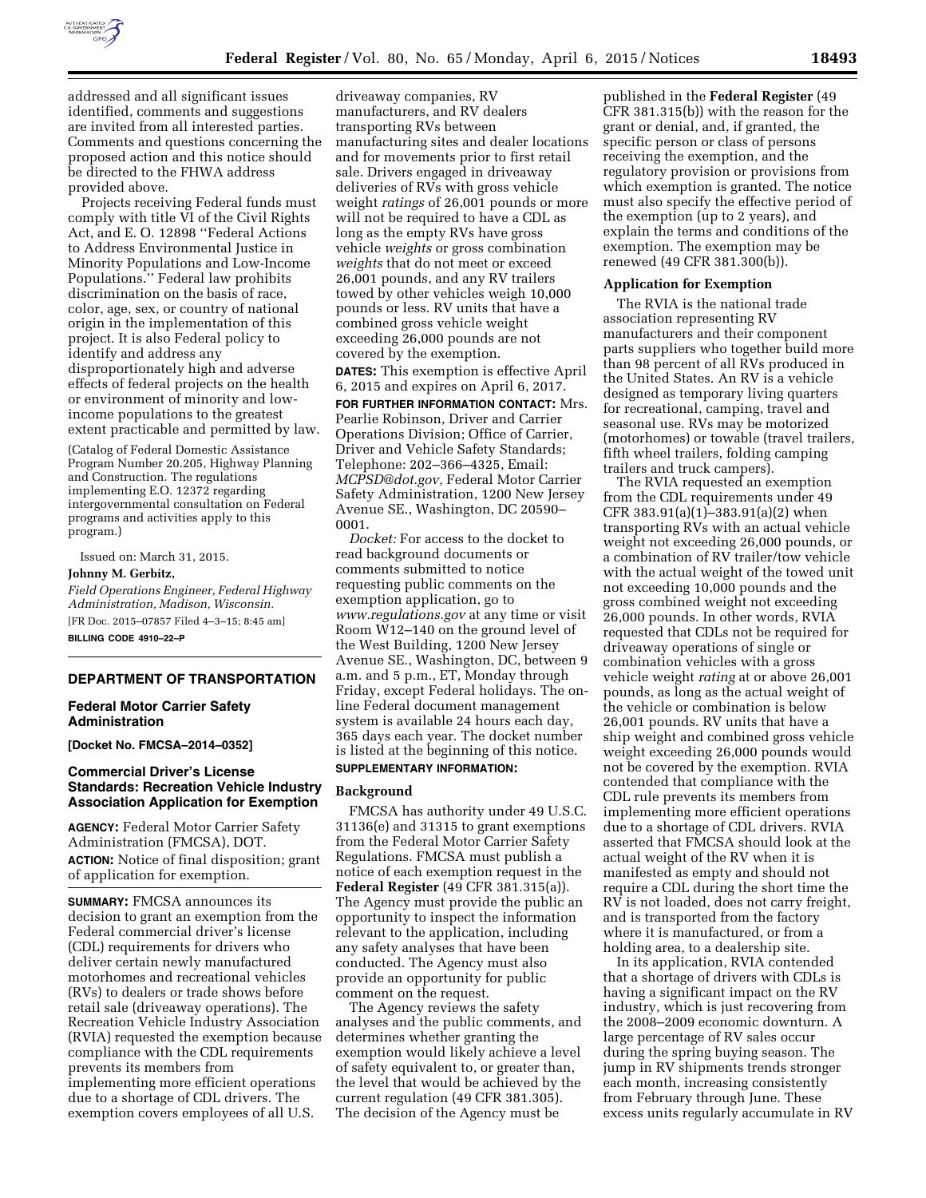addressed and all significant issues identified, comments and suggestions are invited from all interested parties. Comments and questions concerning the proposed action and this notice should be directed to the FHWA address provided above.

Projects receiving Federal funds must comply with title VI of the Civil Rights Act, and E. O. 12898 ''Federal Actions to Address Environmental Justice in Minority Populations and Low-Income Populations.'' Federal law prohibits discrimination on the basis of race, color, age, sex, or country of national origin in the implementation of this project. It is also Federal policy to identify and address any disproportionately high and adverse effects of federal projects on the health or environment of minority and low-income populations to the greatest extent practicable and permitted by law.

(Catalog of Federal Domestic Assistance Program Number 20.205, Highway Planning and Construction. The regulations implementing E.O. 12372 regarding intergovernmental consultation on Federal programs and activities apply to this program.)

Issued on: March 31, 2015.

**Johnny M. Gerbitz,**

*Field Operations Engineer, Federal Highway Administration, Madison, Wisconsin.*

[FR Doc. 2015–07857 Filed 4–3–15; 8:45 am]

**BILLING CODE 4910–22–P**

## DEPARTMENT OF TRANSPORTATION

### Federal Motor Carrier Safety Administration

**[Docket No. FMCSA–2014–0352]**

### Commercial Driver's License Standards: Recreation Vehicle Industry Association Application for Exemption

**AGENCY:** Federal Motor Carrier Safety Administration (FMCSA), DOT.

**ACTION:** Notice of final disposition; grant of application for exemption.

**SUMMARY:** FMCSA announces its decision to grant an exemption from the Federal commercial driver's license (CDL) requirements for drivers who deliver certain newly manufactured motorhomes and recreational vehicles (RVs) to dealers or trade shows before retail sale (driveaway operations). The Recreation Vehicle Industry Association (RVIA) requested the exemption because compliance with the CDL requirements prevents its members from implementing more efficient operations due to a shortage of CDL drivers. The exemption covers employees of all U.S. driveaway companies, RV manufacturers, and RV dealers transporting RVs between manufacturing sites and dealer locations and for movements prior to first retail sale. Drivers engaged in driveaway deliveries of RVs with gross vehicle weight *ratings* of 26,001 pounds or more will not be required to have a CDL as long as the empty RVs have gross vehicle *weights* or gross combination *weights* that do not meet or exceed 26,001 pounds, and any RV trailers towed by other vehicles weigh 10,000 pounds or less. RV units that have a combined gross vehicle weight exceeding 26,000 pounds are not covered by the exemption.

**DATES:** This exemption is effective April 6, 2015 and expires on April 6, 2017.

**FOR FURTHER INFORMATION CONTACT:** Mrs. Pearlie Robinson, Driver and Carrier Operations Division; Office of Carrier, Driver and Vehicle Safety Standards; Telephone: 202–366–4325, Email: *MCPSD@dot.gov,* Federal Motor Carrier Safety Administration, 1200 New Jersey Avenue SE., Washington, DC 20590–0001.

*Docket:* For access to the docket to read background documents or comments submitted to notice requesting public comments on the exemption application, go to *www.regulations.gov* at any time or visit Room W12–140 on the ground level of the West Building, 1200 New Jersey Avenue SE., Washington, DC, between 9 a.m. and 5 p.m., ET, Monday through Friday, except Federal holidays. The on-line Federal document management system is available 24 hours each day, 365 days each year. The docket number is listed at the beginning of this notice.

**SUPPLEMENTARY INFORMATION:**

#### Background

FMCSA has authority under 49 U.S.C. 31136(e) and 31315 to grant exemptions from the Federal Motor Carrier Safety Regulations. FMCSA must publish a notice of each exemption request in the **Federal Register** (49 CFR 381.315(a)). The Agency must provide the public an opportunity to inspect the information relevant to the application, including any safety analyses that have been conducted. The Agency must also provide an opportunity for public comment on the request.

The Agency reviews the safety analyses and the public comments, and determines whether granting the exemption would likely achieve a level of safety equivalent to, or greater than, the level that would be achieved by the current regulation (49 CFR 381.305). The decision of the Agency must be published in the **Federal Register** (49 CFR 381.315(b)) with the reason for the grant or denial, and, if granted, the specific person or class of persons receiving the exemption, and the regulatory provision or provisions from which exemption is granted. The notice must also specify the effective period of the exemption (up to 2 years), and explain the terms and conditions of the exemption. The exemption may be renewed (49 CFR 381.300(b)).

#### Application for Exemption

The RVIA is the national trade association representing RV manufacturers and their component parts suppliers who together build more than 98 percent of all RVs produced in the United States. An RV is a vehicle designed as temporary living quarters for recreational, camping, travel and seasonal use. RVs may be motorized (motorhomes) or towable (travel trailers, fifth wheel trailers, folding camping trailers and truck campers).

The RVIA requested an exemption from the CDL requirements under 49 CFR 383.91(a)(1)–383.91(a)(2) when transporting RVs with an actual vehicle weight not exceeding 26,000 pounds, or a combination of RV trailer/tow vehicle with the actual weight of the towed unit not exceeding 10,000 pounds and the gross combined weight not exceeding 26,000 pounds. In other words, RVIA requested that CDLs not be required for driveaway operations of single or combination vehicles with a gross vehicle weight *rating* at or above 26,001 pounds, as long as the actual weight of the vehicle or combination is below 26,001 pounds. RV units that have a ship weight and combined gross vehicle weight exceeding 26,000 pounds would not be covered by the exemption. RVIA contended that compliance with the CDL rule prevents its members from implementing more efficient operations due to a shortage of CDL drivers. RVIA asserted that FMCSA should look at the actual weight of the RV when it is manifested as empty and should not require a CDL during the short time the RV is not loaded, does not carry freight, and is transported from the factory where it is manufactured, or from a holding area, to a dealership site.

In its application, RVIA contended that a shortage of drivers with CDLs is having a significant impact on the RV industry, which is just recovering from the 2008–2009 economic downturn. A large percentage of RV sales occur during the spring buying season. The jump in RV shipments trends stronger each month, increasing consistently from February through June. These excess units regularly accumulate in RV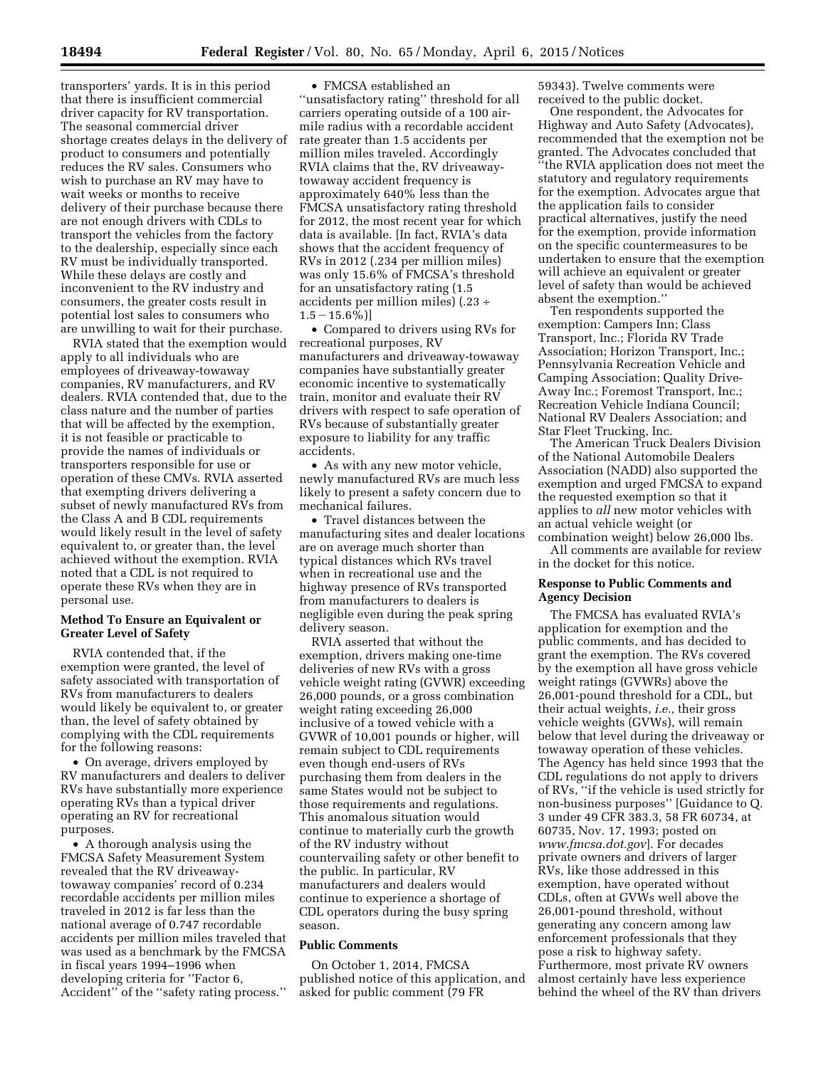transporters' yards. It is in this period that there is insufficient commercial driver capacity for RV transportation. The seasonal commercial driver shortage creates delays in the delivery of product to consumers and potentially reduces the RV sales. Consumers who wish to purchase an RV may have to wait weeks or months to receive delivery of their purchase because there are not enough drivers with CDLs to transport the vehicles from the factory to the dealership, especially since each RV must be individually transported. While these delays are costly and inconvenient to the RV industry and consumers, the greater costs result in potential lost sales to consumers who are unwilling to wait for their purchase.

RVIA stated that the exemption would apply to all individuals who are employees of driveaway-towaway companies, RV manufacturers, and RV dealers. RVIA contended that, due to the class nature and the number of parties that will be affected by the exemption, it is not feasible or practicable to provide the names of individuals or transporters responsible for use or operation of these CMVs. RVIA asserted that exempting drivers delivering a subset of newly manufactured RVs from the Class A and B CDL requirements would likely result in the level of safety equivalent to, or greater than, the level achieved without the exemption. RVIA noted that a CDL is not required to operate these RVs when they are in personal use.

### Method To Ensure an Equivalent or Greater Level of Safety

RVIA contended that, if the exemption were granted, the level of safety associated with transportation of RVs from manufacturers to dealers would likely be equivalent to, or greater than, the level of safety obtained by complying with the CDL requirements for the following reasons:

- On average, drivers employed by RV manufacturers and dealers to deliver RVs have substantially more experience operating RVs than a typical driver operating an RV for recreational purposes.
- A thorough analysis using the FMCSA Safety Measurement System revealed that the RV driveaway-towaway companies' record of 0.234 recordable accidents per million miles traveled in 2012 is far less than the national average of 0.747 recordable accidents per million miles traveled that was used as a benchmark by the FMCSA in fiscal years 1994–1996 when developing criteria for "Factor 6, Accident" of the "safety rating process."
- FMCSA established an "unsatisfactory rating" threshold for all carriers operating outside of a 100 air-mile radius with a recordable accident rate greater than 1.5 accidents per million miles traveled. Accordingly RVIA claims that the, RV driveaway-towaway accident frequency is approximately 640% less than the FMCSA unsatisfactory rating threshold for 2012, the most recent year for which data is available. [In fact, RVIA's data shows that the accident frequency of RVs in 2012 (.234 per million miles) was only 15.6% of FMCSA's threshold for an unsatisfactory rating (1.5 accidents per million miles) (.23 ÷ 1.5 − 15.6%)]
- Compared to drivers using RVs for recreational purposes, RV manufacturers and driveaway-towaway companies have substantially greater economic incentive to systematically train, monitor and evaluate their RV drivers with respect to safe operation of RVs because of substantially greater exposure to liability for any traffic accidents.
- As with any new motor vehicle, newly manufactured RVs are much less likely to present a safety concern due to mechanical failures.
- Travel distances between the manufacturing sites and dealer locations are on average much shorter than typical distances which RVs travel when in recreational use and the highway presence of RVs transported from manufacturers to dealers is negligible even during the peak spring delivery season.

RVIA asserted that without the exemption, drivers making one-time deliveries of new RVs with a gross vehicle weight rating (GVWR) exceeding 26,000 pounds, or a gross combination weight rating exceeding 26,000 inclusive of a towed vehicle with a GVWR of 10,001 pounds or higher, will remain subject to CDL requirements even though end-users of RVs purchasing them from dealers in the same States would not be subject to those requirements and regulations. This anomalous situation would continue to materially curb the growth of the RV industry without countervailing safety or other benefit to the public. In particular, RV manufacturers and dealers would continue to experience a shortage of CDL operators during the busy spring season.

### Public Comments

On October 1, 2014, FMCSA published notice of this application, and asked for public comment (79 FR 59343). Twelve comments were received to the public docket.

One respondent, the Advocates for Highway and Auto Safety (Advocates), recommended that the exemption not be granted. The Advocates concluded that "the RVIA application does not meet the statutory and regulatory requirements for the exemption. Advocates argue that the application fails to consider practical alternatives, justify the need for the exemption, provide information on the specific countermeasures to be undertaken to ensure that the exemption will achieve an equivalent or greater level of safety than would be achieved absent the exemption."

Ten respondents supported the exemption: Campers Inn; Class Transport, Inc.; Florida RV Trade Association; Horizon Transport, Inc.; Pennsylvania Recreation Vehicle and Camping Association; Quality Drive-Away Inc.; Foremost Transport, Inc.; Recreation Vehicle Indiana Council; National RV Dealers Association; and Star Fleet Trucking, Inc.

The American Truck Dealers Division of the National Automobile Dealers Association (NADD) also supported the exemption and urged FMCSA to expand the requested exemption so that it applies to *all* new motor vehicles with an actual vehicle weight (or combination weight) below 26,000 lbs.

All comments are available for review in the docket for this notice.

### Response to Public Comments and Agency Decision

The FMCSA has evaluated RVIA's application for exemption and the public comments, and has decided to grant the exemption. The RVs covered by the exemption all have gross vehicle weight ratings (GVWRs) above the 26,001-pound threshold for a CDL, but their actual weights, *i.e.,* their gross vehicle weights (GVWs), will remain below that level during the driveaway or towaway operation of these vehicles. The Agency has held since 1993 that the CDL regulations do not apply to drivers of RVs, "if the vehicle is used strictly for non-business purposes" [Guidance to Q. 3 under 49 CFR 383.3, 58 FR 60734, at 60735, Nov. 17, 1993; posted on *www.fmcsa.dot.gov*]. For decades private owners and drivers of larger RVs, like those addressed in this exemption, have operated without CDLs, often at GVWs well above the 26,001-pound threshold, without generating any concern among law enforcement professionals that they pose a risk to highway safety. Furthermore, most private RV owners almost certainly have less experience behind the wheel of the RV than drivers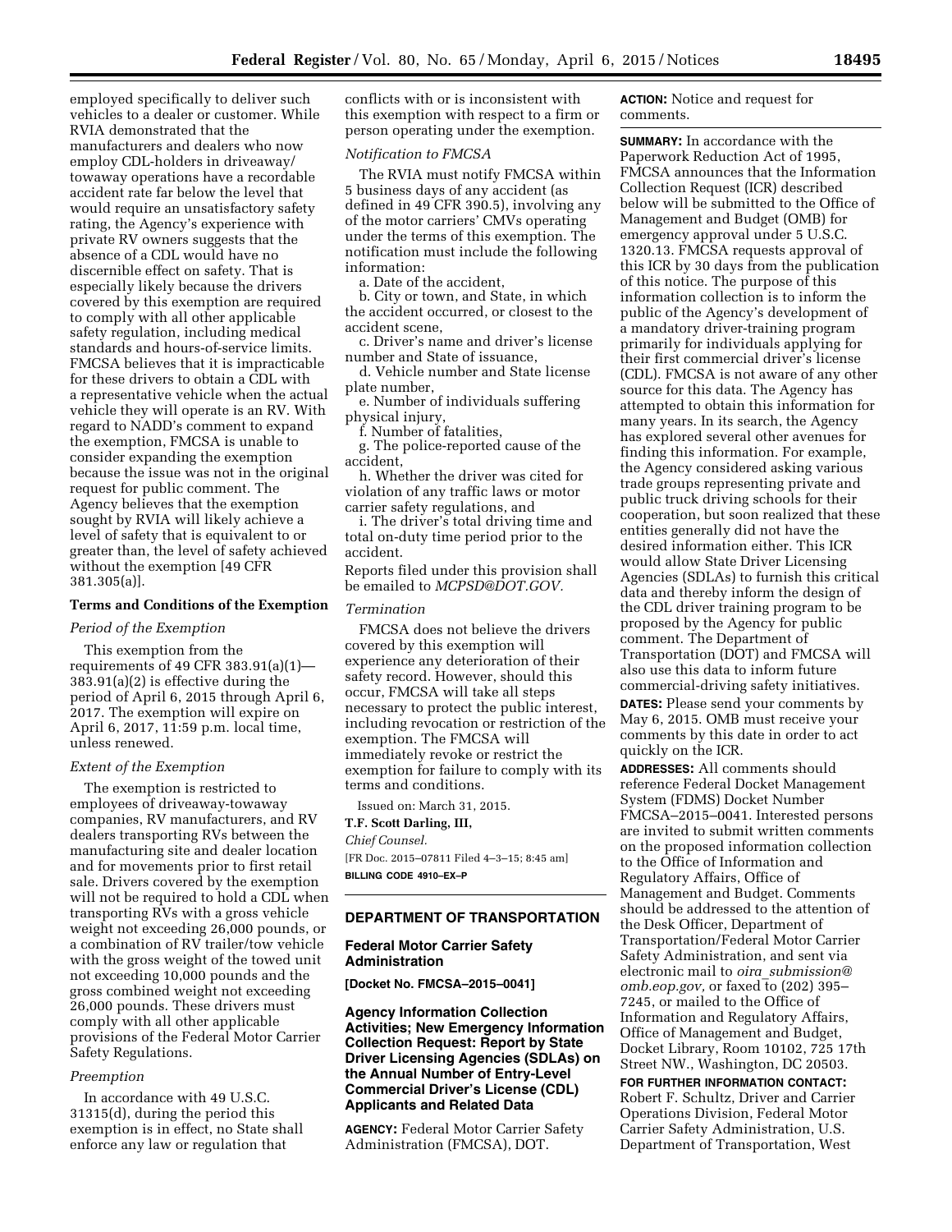employed specifically to deliver such vehicles to a dealer or customer. While RVIA demonstrated that the manufacturers and dealers who now employ CDL-holders in driveaway/towaway operations have a recordable accident rate far below the level that would require an unsatisfactory safety rating, the Agency's experience with private RV owners suggests that the absence of a CDL would have no discernible effect on safety. That is especially likely because the drivers covered by this exemption are required to comply with all other applicable safety regulation, including medical standards and hours-of-service limits. FMCSA believes that it is impracticable for these drivers to obtain a CDL with a representative vehicle when the actual vehicle they will operate is an RV. With regard to NADD's comment to expand the exemption, FMCSA is unable to consider expanding the exemption because the issue was not in the original request for public comment. The Agency believes that the exemption sought by RVIA will likely achieve a level of safety that is equivalent to or greater than, the level of safety achieved without the exemption [49 CFR 381.305(a)].

**Terms and Conditions of the Exemption**

*Period of the Exemption*

This exemption from the requirements of 49 CFR 383.91(a)(1)—383.91(a)(2) is effective during the period of April 6, 2015 through April 6, 2017. The exemption will expire on April 6, 2017, 11:59 p.m. local time, unless renewed.

*Extent of the Exemption*

The exemption is restricted to employees of driveaway-towaway companies, RV manufacturers, and RV dealers transporting RVs between the manufacturing site and dealer location and for movements prior to first retail sale. Drivers covered by the exemption will not be required to hold a CDL when transporting RVs with a gross vehicle weight not exceeding 26,000 pounds, or a combination of RV trailer/tow vehicle with the gross weight of the towed unit not exceeding 10,000 pounds and the gross combined weight not exceeding 26,000 pounds. These drivers must comply with all other applicable provisions of the Federal Motor Carrier Safety Regulations.

*Preemption*

In accordance with 49 U.S.C. 31315(d), during the period this exemption is in effect, no State shall enforce any law or regulation that conflicts with or is inconsistent with this exemption with respect to a firm or person operating under the exemption.

*Notification to FMCSA*

The RVIA must notify FMCSA within 5 business days of any accident (as defined in 49 CFR 390.5), involving any of the motor carriers' CMVs operating under the terms of this exemption. The notification must include the following information:

a. Date of the accident,

b. City or town, and State, in which the accident occurred, or closest to the accident scene,

c. Driver's name and driver's license number and State of issuance,

d. Vehicle number and State license plate number,

e. Number of individuals suffering physical injury,

f. Number of fatalities,

g. The police-reported cause of the accident,

h. Whether the driver was cited for violation of any traffic laws or motor carrier safety regulations, and

i. The driver's total driving time and total on-duty time period prior to the accident.

Reports filed under this provision shall be emailed to *MCPSD@DOT.GOV.*

*Termination*

FMCSA does not believe the drivers covered by this exemption will experience any deterioration of their safety record. However, should this occur, FMCSA will take all steps necessary to protect the public interest, including revocation or restriction of the exemption. The FMCSA will immediately revoke or restrict the exemption for failure to comply with its terms and conditions.

Issued on: March 31, 2015.

**T.F. Scott Darling, III,**

*Chief Counsel.*

[FR Doc. 2015–07811 Filed 4–3–15; 8:45 am]

**BILLING CODE 4910–EX–P**

---

## DEPARTMENT OF TRANSPORTATION

### Federal Motor Carrier Safety Administration

**[Docket No. FMCSA–2015–0041]**

### Agency Information Collection Activities; New Emergency Information Collection Request: Report by State Driver Licensing Agencies (SDLAs) on the Annual Number of Entry-Level Commercial Driver's License (CDL) Applicants and Related Data

**AGENCY:** Federal Motor Carrier Safety Administration (FMCSA), DOT.

**ACTION:** Notice and request for comments.

**SUMMARY:** In accordance with the Paperwork Reduction Act of 1995, FMCSA announces that the Information Collection Request (ICR) described below will be submitted to the Office of Management and Budget (OMB) for emergency approval under 5 U.S.C. 1320.13. FMCSA requests approval of this ICR by 30 days from the publication of this notice. The purpose of this information collection is to inform the public of the Agency's development of a mandatory driver-training program primarily for individuals applying for their first commercial driver's license (CDL). FMCSA is not aware of any other source for this data. The Agency has attempted to obtain this information for many years. In its search, the Agency has explored several other avenues for finding this information. For example, the Agency considered asking various trade groups representing private and public truck driving schools for their cooperation, but soon realized that these entities generally did not have the desired information either. This ICR would allow State Driver Licensing Agencies (SDLAs) to furnish this critical data and thereby inform the design of the CDL driver training program to be proposed by the Agency for public comment. The Department of Transportation (DOT) and FMCSA will also use this data to inform future commercial-driving safety initiatives.

**DATES:** Please send your comments by May 6, 2015. OMB must receive your comments by this date in order to act quickly on the ICR.

**ADDRESSES:** All comments should reference Federal Docket Management System (FDMS) Docket Number FMCSA–2015–0041. Interested persons are invited to submit written comments on the proposed information collection to the Office of Information and Regulatory Affairs, Office of Management and Budget. Comments should be addressed to the attention of the Desk Officer, Department of Transportation/Federal Motor Carrier Safety Administration, and sent via electronic mail to *oira_submission@omb.eop.gov,* or faxed to (202) 395–7245, or mailed to the Office of Information and Regulatory Affairs, Office of Management and Budget, Docket Library, Room 10102, 725 17th Street NW., Washington, DC 20503.

**FOR FURTHER INFORMATION CONTACT:** Robert F. Schultz, Driver and Carrier Operations Division, Federal Motor Carrier Safety Administration, U.S. Department of Transportation, West